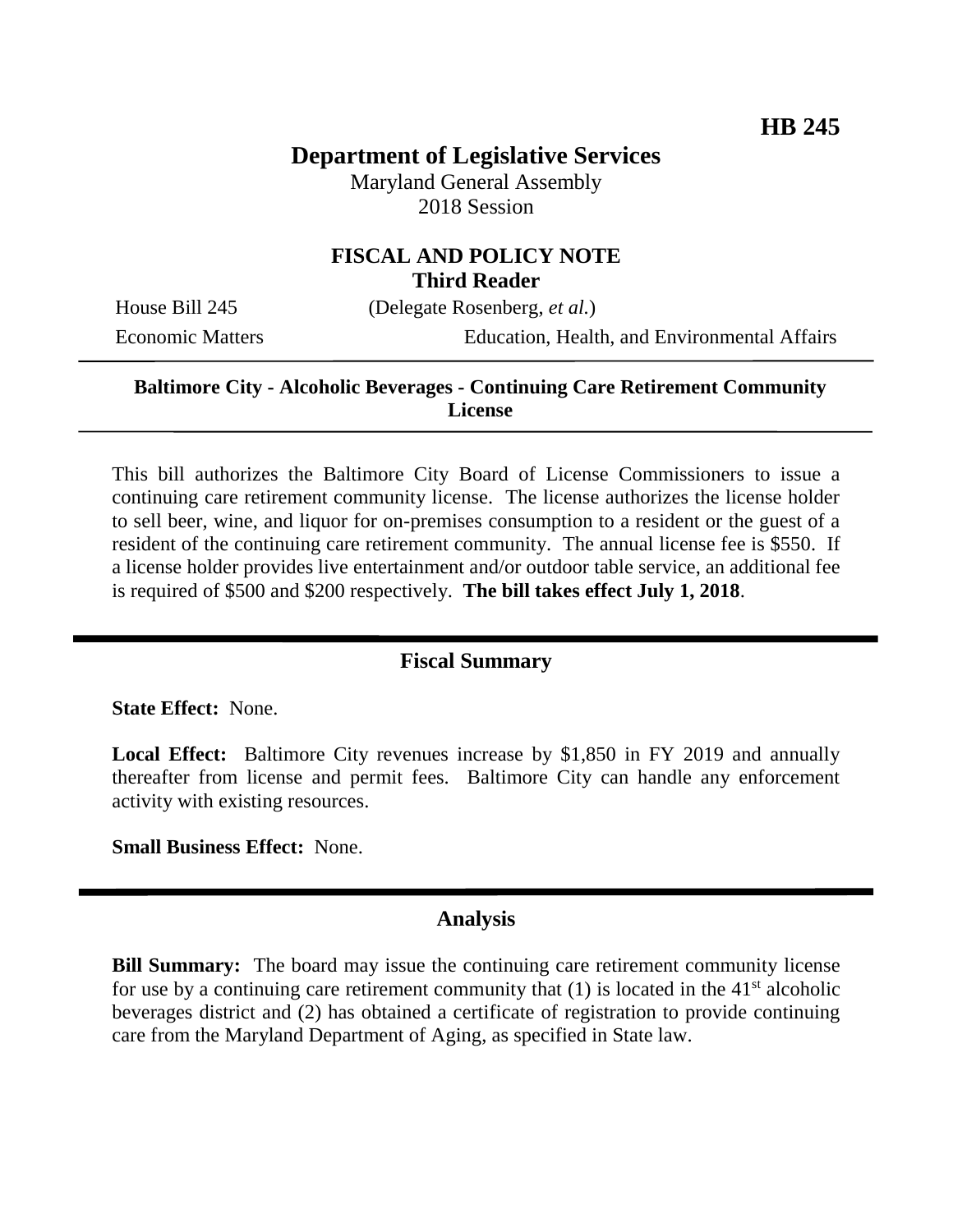**HB 245**

# Department of Legislative Services

Maryland General Assembly
2018 Session

## FISCAL AND POLICY NOTE
**Third Reader**

House Bill 245 (Delegate Rosenberg, *et al.*)

Economic Matters Education, Health, and Environmental Affairs

---

**Baltimore City - Alcoholic Beverages - Continuing Care Retirement Community License**

---

This bill authorizes the Baltimore City Board of License Commissioners to issue a continuing care retirement community license. The license authorizes the license holder to sell beer, wine, and liquor for on-premises consumption to a resident or the guest of a resident of the continuing care retirement community. The annual license fee is $550. If a license holder provides live entertainment and/or outdoor table service, an additional fee is required of $500 and $200 respectively. **The bill takes effect July 1, 2018**.

---

## Fiscal Summary

**State Effect:** None.

**Local Effect:** Baltimore City revenues increase by $1,850 in FY 2019 and annually thereafter from license and permit fees. Baltimore City can handle any enforcement activity with existing resources.

**Small Business Effect:** None.

---

## Analysis

**Bill Summary:** The board may issue the continuing care retirement community license for use by a continuing care retirement community that (1) is located in the 41st alcoholic beverages district and (2) has obtained a certificate of registration to provide continuing care from the Maryland Department of Aging, as specified in State law.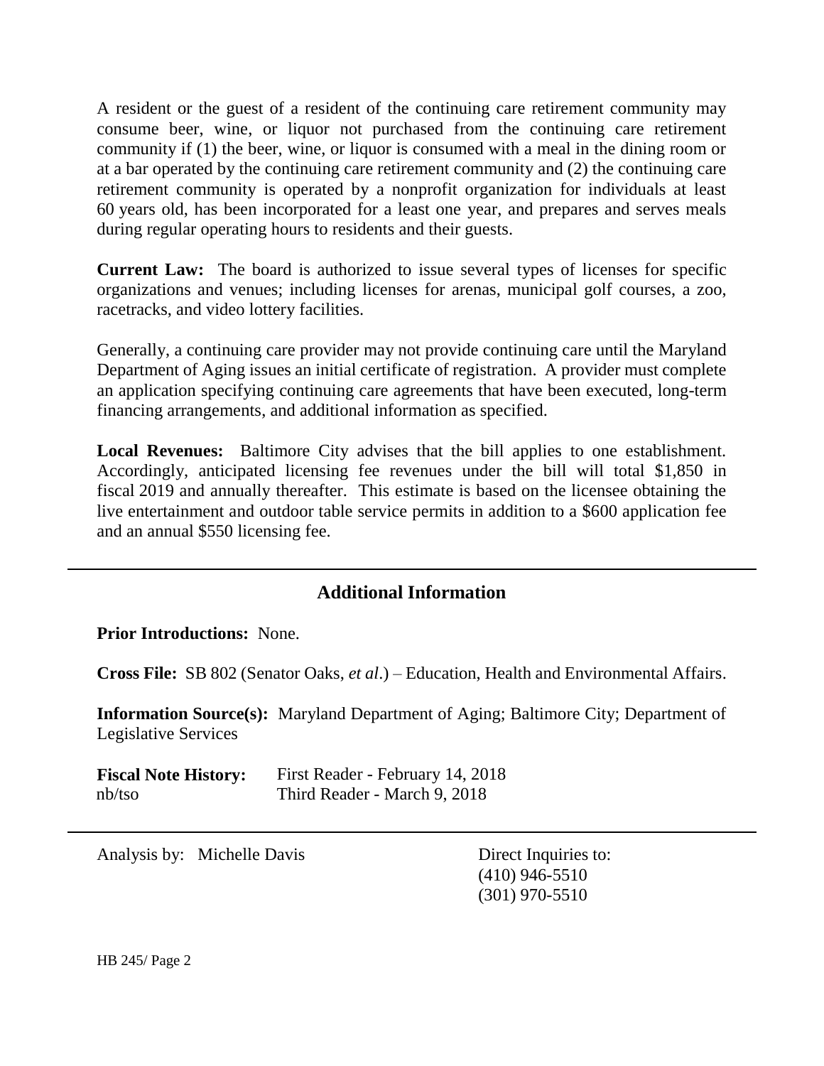A resident or the guest of a resident of the continuing care retirement community may consume beer, wine, or liquor not purchased from the continuing care retirement community if (1) the beer, wine, or liquor is consumed with a meal in the dining room or at a bar operated by the continuing care retirement community and (2) the continuing care retirement community is operated by a nonprofit organization for individuals at least 60 years old, has been incorporated for a least one year, and prepares and serves meals during regular operating hours to residents and their guests.

**Current Law:** The board is authorized to issue several types of licenses for specific organizations and venues; including licenses for arenas, municipal golf courses, a zoo, racetracks, and video lottery facilities.

Generally, a continuing care provider may not provide continuing care until the Maryland Department of Aging issues an initial certificate of registration. A provider must complete an application specifying continuing care agreements that have been executed, long-term financing arrangements, and additional information as specified.

**Local Revenues:** Baltimore City advises that the bill applies to one establishment. Accordingly, anticipated licensing fee revenues under the bill will total $1,850 in fiscal 2019 and annually thereafter. This estimate is based on the licensee obtaining the live entertainment and outdoor table service permits in addition to a $600 application fee and an annual $550 licensing fee.

## Additional Information

**Prior Introductions:** None.

**Cross File:** SB 802 (Senator Oaks, *et al*.) – Education, Health and Environmental Affairs.

**Information Source(s):** Maryland Department of Aging; Baltimore City; Department of Legislative Services

**Fiscal Note History:** First Reader - February 14, 2018
nb/tso Third Reader - March 9, 2018

Analysis by: Michelle Davis

Direct Inquiries to:
(410) 946-5510
(301) 970-5510